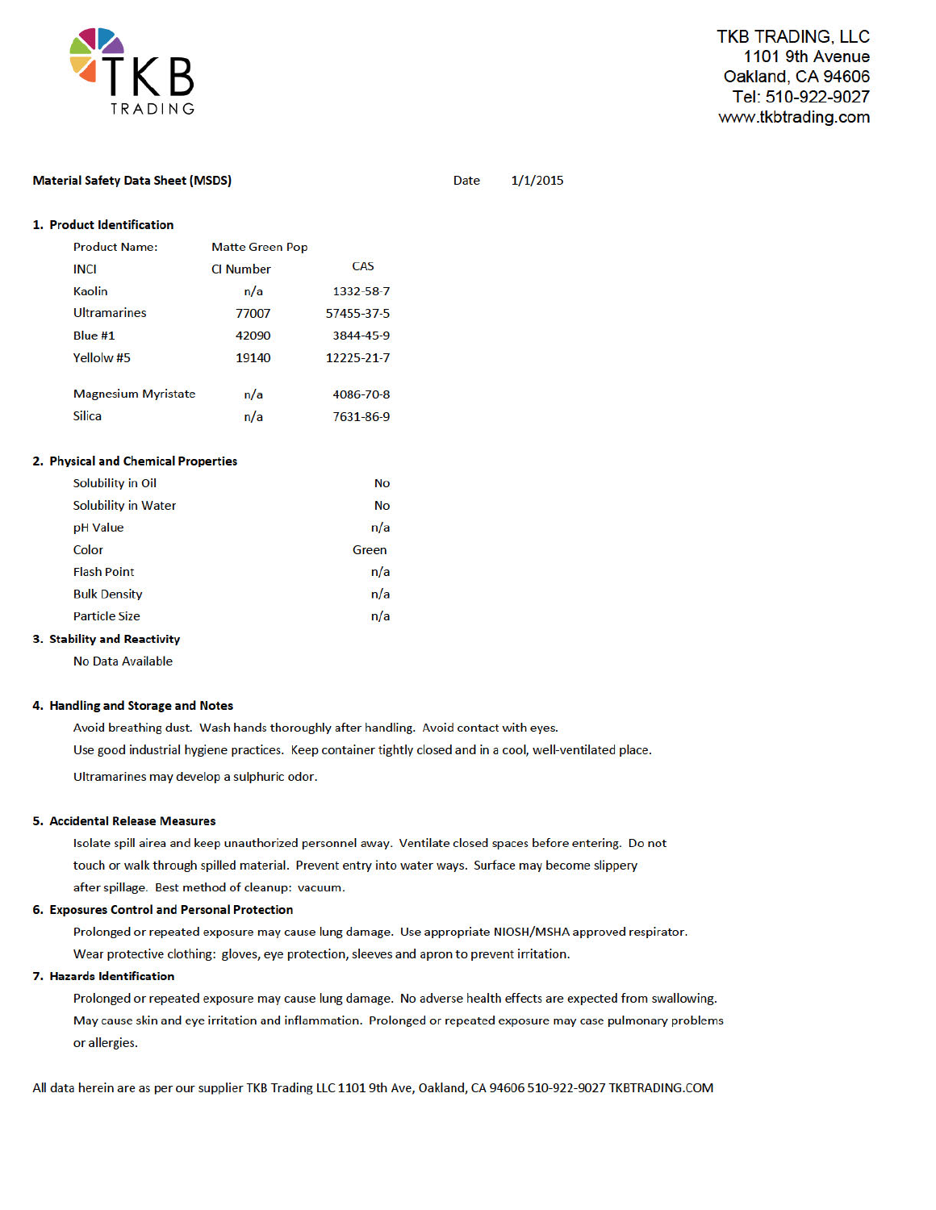TKB TRADING

TKB TRADING, LLC
1101 9th Avenue
Oakland, CA 94606
Tel: 510-922-9027
www.tkbtrading.com

**Material Safety Data Sheet (MSDS)** Date 1/1/2015

## 1. Product Identification

Product Name: Matte Green Pop

| INCI | CI Number | CAS |
|---|---|---|
| Kaolin | n/a | 1332-58-7 |
| Ultramarines | 77007 | 57455-37-5 |
| Blue #1 | 42090 | 3844-45-9 |
| Yellolw #5 | 19140 | 12225-21-7 |
| Magnesium Myristate | n/a | 4086-70-8 |
| Silica | n/a | 7631-86-9 |

## 2. Physical and Chemical Properties

| Property | Value |
|---|---|
| Solubility in Oil | No |
| Solubility in Water | No |
| pH Value | n/a |
| Color | Green |
| Flash Point | n/a |
| Bulk Density | n/a |
| Particle Size | n/a |

## 3. Stability and Reactivity

No Data Available

## 4. Handling and Storage and Notes

Avoid breathing dust. Wash hands thoroughly after handling. Avoid contact with eyes.

Use good industrial hygiene practices. Keep container tightly closed and in a cool, well-ventilated place.

Ultramarines may develop a sulphuric odor.

## 5. Accidental Release Measures

Isolate spill airea and keep unauthorized personnel away. Ventilate closed spaces before entering. Do not touch or walk through spilled material. Prevent entry into water ways. Surface may become slippery after spillage. Best method of cleanup: vacuum.

## 6. Exposures Control and Personal Protection

Prolonged or repeated exposure may cause lung damage. Use appropriate NIOSH/MSHA approved respirator.

Wear protective clothing: gloves, eye protection, sleeves and apron to prevent irritation.

## 7. Hazards Identification

Prolonged or repeated exposure may cause lung damage. No adverse health effects are expected from swallowing.

May cause skin and eye irritation and inflammation. Prolonged or repeated exposure may case pulmonary problems or allergies.

All data herein are as per our supplier TKB Trading LLC 1101 9th Ave, Oakland, CA 94606 510-922-9027 TKBTRADING.COM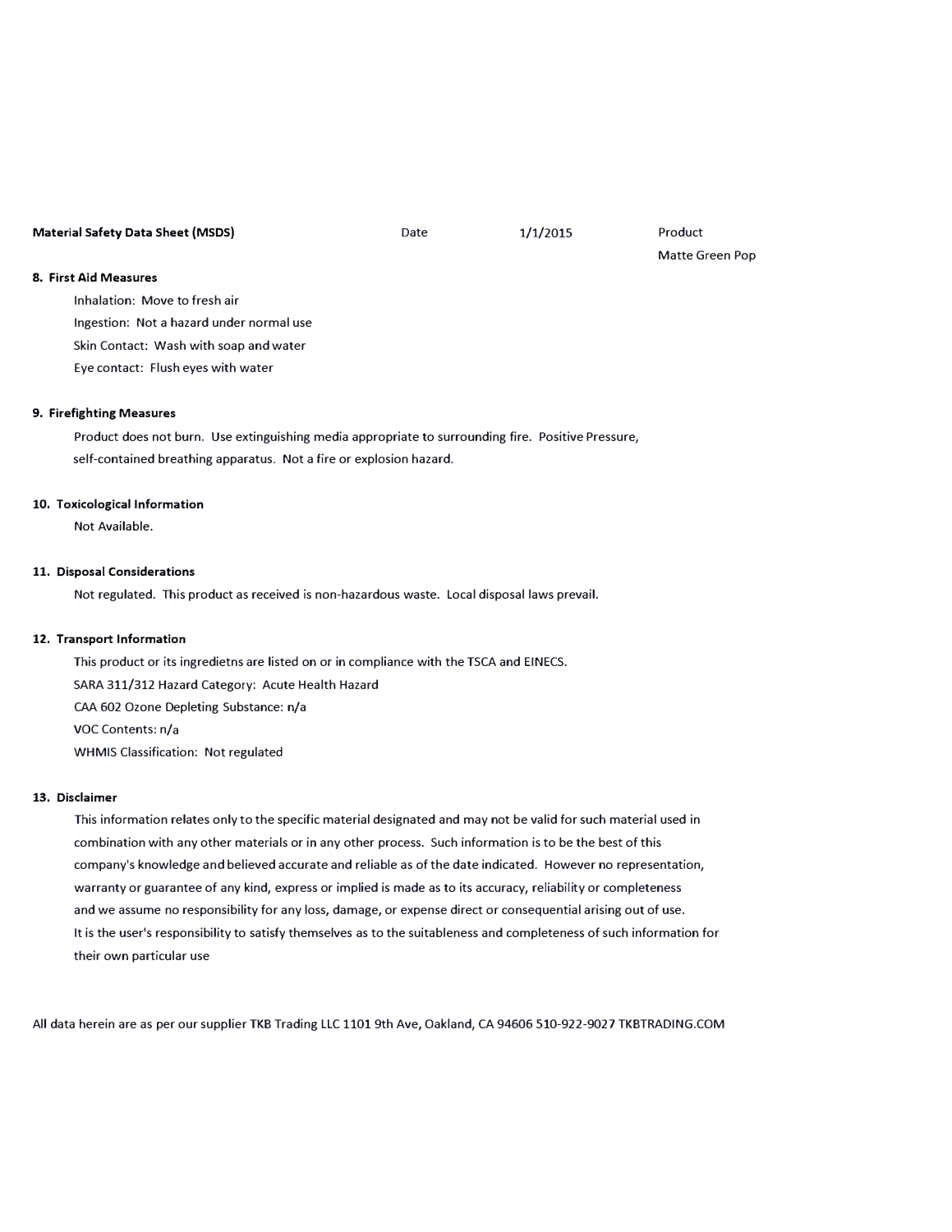**Material Safety Data Sheet (MSDS)** Date 1/1/2015 Product Matte Green Pop

**8. First Aid Measures**

Inhalation: Move to fresh air
Ingestion: Not a hazard under normal use
Skin Contact: Wash with soap and water
Eye contact: Flush eyes with water

**9. Firefighting Measures**

Product does not burn. Use extinguishing media appropriate to surrounding fire. Positive Pressure, self-contained breathing apparatus. Not a fire or explosion hazard.

**10. Toxicological Information**

Not Available.

**11. Disposal Considerations**

Not regulated. This product as received is non-hazardous waste. Local disposal laws prevail.

**12. Transport Information**

This product or its ingredietns are listed on or in compliance with the TSCA and EINECS.
SARA 311/312 Hazard Category: Acute Health Hazard
CAA 602 Ozone Depleting Substance: n/a
VOC Contents: n/a
WHMIS Classification: Not regulated

**13. Disclaimer**

This information relates only to the specific material designated and may not be valid for such material used in combination with any other materials or in any other process. Such information is to be the best of this company's knowledge and believed accurate and reliable as of the date indicated. However no representation, warranty or guarantee of any kind, express or implied is made as to its accuracy, reliability or completeness and we assume no responsibility for any loss, damage, or expense direct or consequential arising out of use. It is the user's responsibility to satisfy themselves as to the suitableness and completeness of such information for their own particular use

All data herein are as per our supplier TKB Trading LLC 1101 9th Ave, Oakland, CA 94606 510-922-9027 TKBTRADING.COM